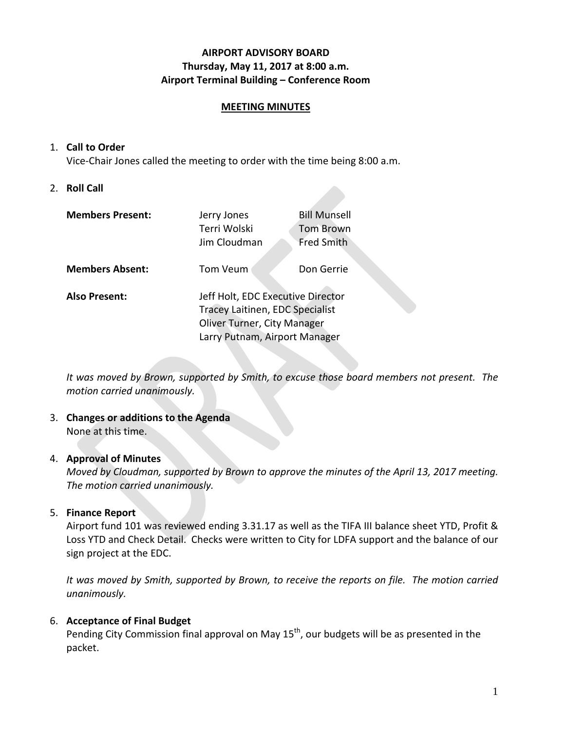**AIRPORT ADVISORY BOARD**
**Thursday, May 11, 2017 at 8:00 a.m.**
**Airport Terminal Building – Conference Room**

**MEETING MINUTES**

1. **Call to Order**
   Vice-Chair Jones called the meeting to order with the time being 8:00 a.m.

2. **Roll Call**

| | | |
|---|---|---|
| **Members Present:** | Jerry Jones | Bill Munsell |
| | Terri Wolski | Tom Brown |
| | Jim Cloudman | Fred Smith |
| **Members Absent:** | Tom Veum | Don Gerrie |
| **Also Present:** | Jeff Holt, EDC Executive Director | |
| | Tracey Laitinen, EDC Specialist | |
| | Oliver Turner, City Manager | |
| | Larry Putnam, Airport Manager | |

   *It was moved by Brown, supported by Smith, to excuse those board members not present. The motion carried unanimously.*

3. **Changes or additions to the Agenda**
   None at this time.

4. **Approval of Minutes**
   *Moved by Cloudman, supported by Brown to approve the minutes of the April 13, 2017 meeting. The motion carried unanimously.*

5. **Finance Report**
   Airport fund 101 was reviewed ending 3.31.17 as well as the TIFA III balance sheet YTD, Profit & Loss YTD and Check Detail. Checks were written to City for LDFA support and the balance of our sign project at the EDC.

   *It was moved by Smith, supported by Brown, to receive the reports on file. The motion carried unanimously.*

6. **Acceptance of Final Budget**
   Pending City Commission final approval on May 15th, our budgets will be as presented in the packet.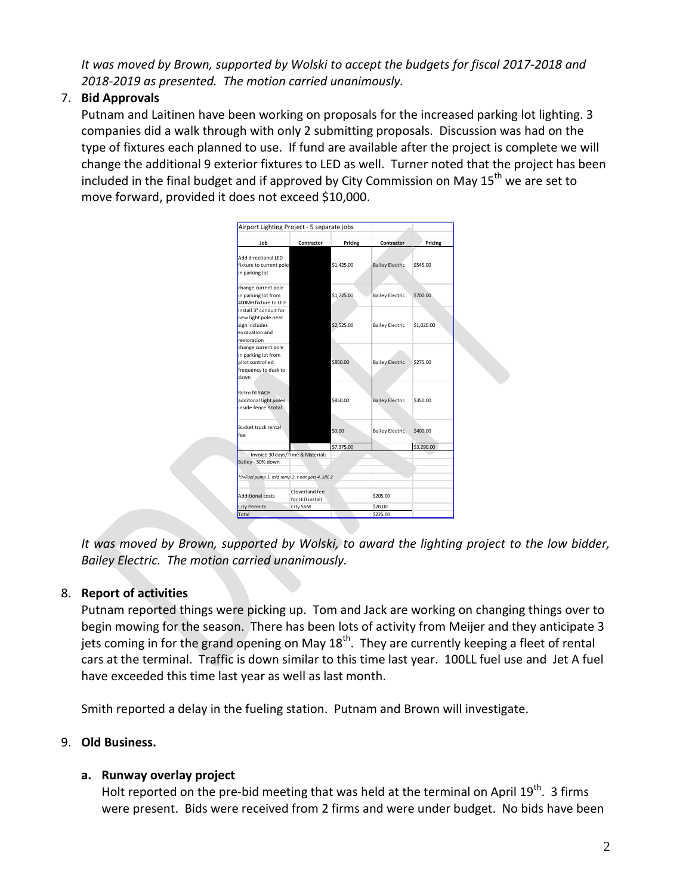*It was moved by Brown, supported by Wolski to accept the budgets for fiscal 2017-2018 and 2018-2019 as presented. The motion carried unanimously.*

7. **Bid Approvals**

   Putnam and Laitinen have been working on proposals for the increased parking lot lighting. 3 companies did a walk through with only 2 submitting proposals. Discussion was had on the type of fixtures each planned to use. If fund are available after the project is complete we will change the additional 9 exterior fixtures to LED as well. Turner noted that the project has been included in the final budget and if approved by City Commission on May 15th we are set to move forward, provided it does not exceed $10,000.

| Airport Lighting Project - 5 separate jobs | | | | |
|---|---|---|---|---|
| **Job** | **Contractor** | **Pricing** | **Contractor** | **Pricing** |
| Add directional LED fixture to current pole in parking lot | | $1,425.00 | Bailey Electric | $545.00 |
| change current pole in parking lot from 400MH fixture to LED | | $1,725.00 | Bailey Electric | $700.00 |
| Install 3" conduit for new light pole near sign includes excavation and restoration | | $2,525.00 | Bailey Electric | $1,020.00 |
| change current pole in parking lot from pilot controlled frequency to dusk to dawn | | $850.00 | Bailey Electric | $275.00 |
| Retro fit EACH additonal light poles inside fence 9 total | | $850.00 | Bailey Electric | $350.00 |
| Bucket truck rental fee | | $0.00 | Bailey Electric | $400.00 |
| | | $7,375.00 | | $3,290.00 |
| - Invoice 30 days/Time & Materials | | | | |
| Bailey - 50% down | | | | |
| *9=Fuel pump 1, mid ramp 2, t-hangars 4, SRE 2 | | | | |
| Additional costs | Cloverland fee for LED install | | $205.00 | |
| City Permits | City SSM | | $20.00 | |
| Total | | | $225.00 | |

*It was moved by Brown, supported by Wolski, to award the lighting project to the low bidder, Bailey Electric. The motion carried unanimously.*

8. **Report of activities**

   Putnam reported things were picking up. Tom and Jack are working on changing things over to begin mowing for the season. There has been lots of activity from Meijer and they anticipate 3 jets coming in for the grand opening on May 18th. They are currently keeping a fleet of rental cars at the terminal. Traffic is down similar to this time last year. 100LL fuel use and Jet A fuel have exceeded this time last year as well as last month.

   Smith reported a delay in the fueling station. Putnam and Brown will investigate.

9. **Old Business.**

   **a. Runway overlay project**

   Holt reported on the pre-bid meeting that was held at the terminal on April 19th. 3 firms were present. Bids were received from 2 firms and were under budget. No bids have been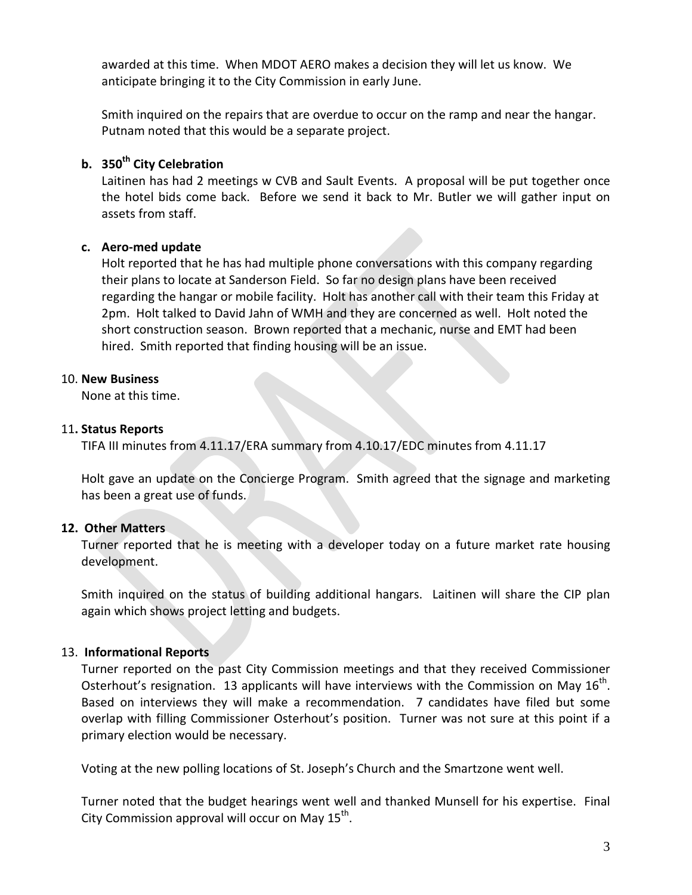awarded at this time. When MDOT AERO makes a decision they will let us know. We anticipate bringing it to the City Commission in early June.

Smith inquired on the repairs that are overdue to occur on the ramp and near the hangar. Putnam noted that this would be a separate project.

**b. 350th City Celebration**

Laitinen has had 2 meetings w CVB and Sault Events. A proposal will be put together once the hotel bids come back. Before we send it back to Mr. Butler we will gather input on assets from staff.

**c. Aero-med update**

Holt reported that he has had multiple phone conversations with this company regarding their plans to locate at Sanderson Field. So far no design plans have been received regarding the hangar or mobile facility. Holt has another call with their team this Friday at 2pm. Holt talked to David Jahn of WMH and they are concerned as well. Holt noted the short construction season. Brown reported that a mechanic, nurse and EMT had been hired. Smith reported that finding housing will be an issue.

10. **New Business**

None at this time.

11. **Status Reports**

TIFA III minutes from 4.11.17/ERA summary from 4.10.17/EDC minutes from 4.11.17

Holt gave an update on the Concierge Program. Smith agreed that the signage and marketing has been a great use of funds.

**12. Other Matters**

Turner reported that he is meeting with a developer today on a future market rate housing development.

Smith inquired on the status of building additional hangars. Laitinen will share the CIP plan again which shows project letting and budgets.

13. **Informational Reports**

Turner reported on the past City Commission meetings and that they received Commissioner Osterhout's resignation. 13 applicants will have interviews with the Commission on May 16th. Based on interviews they will make a recommendation. 7 candidates have filed but some overlap with filling Commissioner Osterhout's position. Turner was not sure at this point if a primary election would be necessary.

Voting at the new polling locations of St. Joseph's Church and the Smartzone went well.

Turner noted that the budget hearings went well and thanked Munsell for his expertise. Final City Commission approval will occur on May 15th.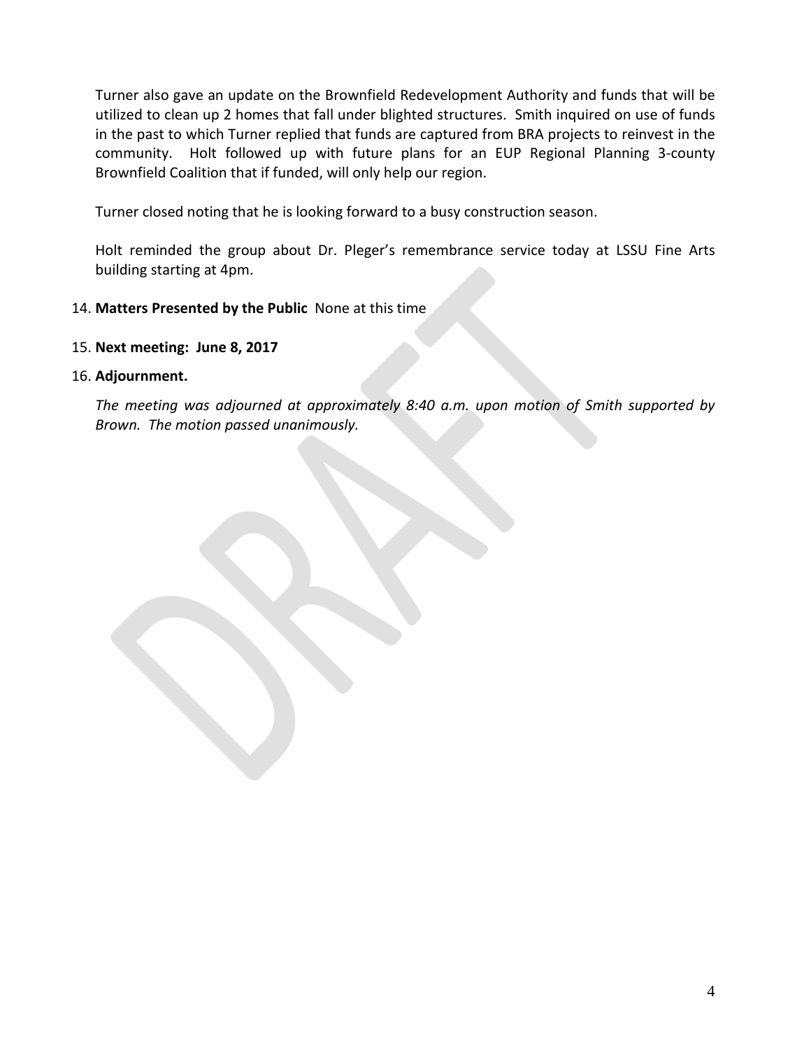Turner also gave an update on the Brownfield Redevelopment Authority and funds that will be utilized to clean up 2 homes that fall under blighted structures. Smith inquired on use of funds in the past to which Turner replied that funds are captured from BRA projects to reinvest in the community. Holt followed up with future plans for an EUP Regional Planning 3-county Brownfield Coalition that if funded, will only help our region.

Turner closed noting that he is looking forward to a busy construction season.

Holt reminded the group about Dr. Pleger's remembrance service today at LSSU Fine Arts building starting at 4pm.

14. **Matters Presented by the Public** None at this time

15. **Next meeting: June 8, 2017**

16. **Adjournment.**

    *The meeting was adjourned at approximately 8:40 a.m. upon motion of Smith supported by Brown. The motion passed unanimously.*